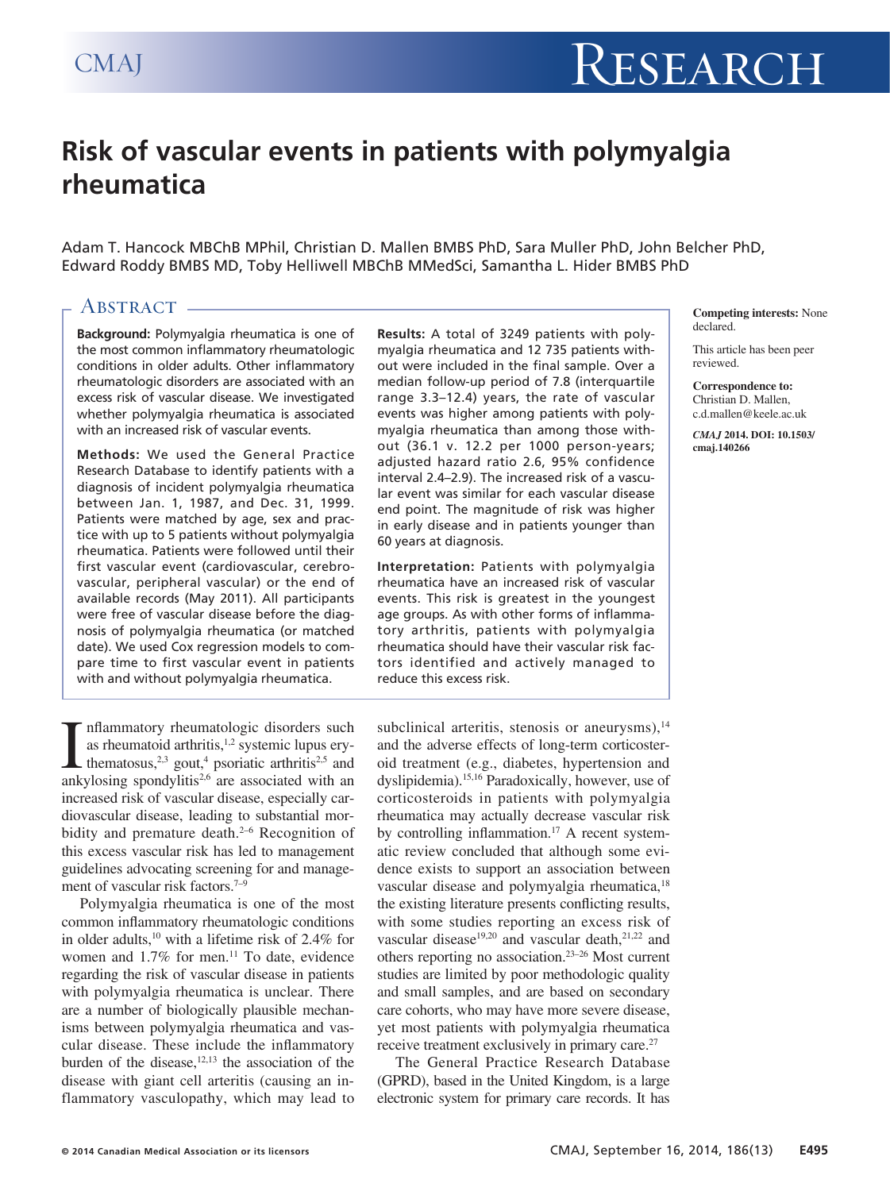# Risk of vascular events in patients with polymyalgia rheumatica

Adam T. Hancock MBChB MPhil, Christian D. Mallen BMBS PhD, Sara Muller PhD, John Belcher PhD, Edward Roddy BMBS MD, Toby Helliwell MBChB MMedSci, Samantha L. Hider BMBS PhD

## Abstract

**Background:** Polymyalgia rheumatica is one of the most common inflammatory rheumatologic conditions in older adults. Other inflammatory rheumatologic disorders are associated with an excess risk of vascular disease. We investigated whether polymyalgia rheumatica is associated with an increased risk of vascular events.

**Methods:** We used the General Practice Research Database to identify patients with a diagnosis of incident polymyalgia rheumatica between Jan. 1, 1987, and Dec. 31, 1999. Patients were matched by age, sex and practice with up to 5 patients without polymyalgia rheumatica. Patients were followed until their first vascular event (cardiovascular, cerebrovascular, peripheral vascular) or the end of available records (May 2011). All participants were free of vascular disease before the diagnosis of polymyalgia rheumatica (or matched date). We used Cox regression models to compare time to first vascular event in patients with and without polymyalgia rheumatica.

**Results:** A total of 3249 patients with polymyalgia rheumatica and 12 735 patients without were included in the final sample. Over a median follow-up period of 7.8 (interquartile range 3.3–12.4) years, the rate of vascular events was higher among patients with polymyalgia rheumatica than among those without (36.1 v. 12.2 per 1000 person-years; adjusted hazard ratio 2.6, 95% confidence interval 2.4–2.9). The increased risk of a vascular event was similar for each vascular disease end point. The magnitude of risk was higher in early disease and in patients younger than 60 years at diagnosis.

**Interpretation:** Patients with polymyalgia rheumatica have an increased risk of vascular events. This risk is greatest in the youngest age groups. As with other forms of inflammatory arthritis, patients with polymyalgia rheumatica should have their vascular risk factors identified and actively managed to reduce this excess risk.

**Competing interests:** None declared.

This article has been peer reviewed.

**Correspondence to:** Christian D. Mallen, c.d.mallen@keele.ac.uk

*CMAJ* **2014. DOI: 10.1503/cmaj.140266**

Inflammatory rheumatologic disorders such as rheumatoid arthritis,[1,2] systemic lupus erythematosus,[2,3] gout,[4] psoriatic arthritis[2,5] and ankylosing spondylitis[2,6] are associated with an increased risk of vascular disease, especially cardiovascular disease, leading to substantial morbidity and premature death.[2–6] Recognition of this excess vascular risk has led to management guidelines advocating screening for and management of vascular risk factors.[7–9]

Polymyalgia rheumatica is one of the most common inflammatory rheumatologic conditions in older adults,[10] with a lifetime risk of 2.4% for women and 1.7% for men.[11] To date, evidence regarding the risk of vascular disease in patients with polymyalgia rheumatica is unclear. There are a number of biologically plausible mechanisms between polymyalgia rheumatica and vascular disease. These include the inflammatory burden of the disease,[12,13] the association of the disease with giant cell arteritis (causing an inflammatory vasculopathy, which may lead to subclinical arteritis, stenosis or aneurysms),[14] and the adverse effects of long-term corticosteroid treatment (e.g., diabetes, hypertension and dyslipidemia).[15,16] Paradoxically, however, use of corticosteroids in patients with polymyalgia rheumatica may actually decrease vascular risk by controlling inflammation.[17] A recent systematic review concluded that although some evidence exists to support an association between vascular disease and polymyalgia rheumatica,[18] the existing literature presents conflicting results, with some studies reporting an excess risk of vascular disease[19,20] and vascular death,[21,22] and others reporting no association.[23–26] Most current studies are limited by poor methodologic quality and small samples, and are based on secondary care cohorts, who may have more severe disease, yet most patients with polymyalgia rheumatica receive treatment exclusively in primary care.[27]

The General Practice Research Database (GPRD), based in the United Kingdom, is a large electronic system for primary care records. It has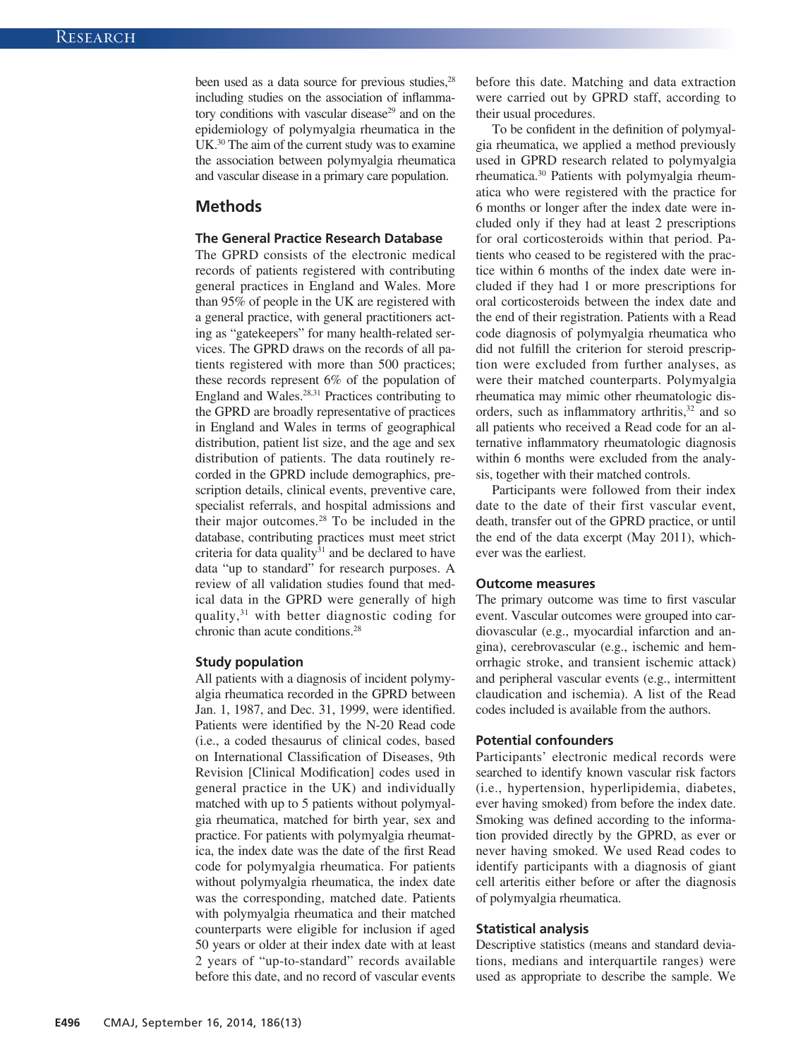been used as a data source for previous studies,[28] including studies on the association of inflammatory conditions with vascular disease[29] and on the epidemiology of polymyalgia rheumatica in the UK.[30] The aim of the current study was to examine the association between polymyalgia rheumatica and vascular disease in a primary care population.

## Methods

### The General Practice Research Database

The GPRD consists of the electronic medical records of patients registered with contributing general practices in England and Wales. More than 95% of people in the UK are registered with a general practice, with general practitioners acting as "gatekeepers" for many health-related services. The GPRD draws on the records of all patients registered with more than 500 practices; these records represent 6% of the population of England and Wales.[28,31] Practices contributing to the GPRD are broadly representative of practices in England and Wales in terms of geographical distribution, patient list size, and the age and sex distribution of patients. The data routinely recorded in the GPRD include demographics, prescription details, clinical events, preventive care, specialist referrals, and hospital admissions and their major outcomes.[28] To be included in the database, contributing practices must meet strict criteria for data quality[31] and be declared to have data "up to standard" for research purposes. A review of all validation studies found that medical data in the GPRD were generally of high quality,[31] with better diagnostic coding for chronic than acute conditions.[28]

### Study population

All patients with a diagnosis of incident polymyalgia rheumatica recorded in the GPRD between Jan. 1, 1987, and Dec. 31, 1999, were identified. Patients were identified by the N-20 Read code (i.e., a coded thesaurus of clinical codes, based on International Classification of Diseases, 9th Revision [Clinical Modification] codes used in general practice in the UK) and individually matched with up to 5 patients without polymyalgia rheumatica, matched for birth year, sex and practice. For patients with polymyalgia rheumatica, the index date was the date of the first Read code for polymyalgia rheumatica. For patients without polymyalgia rheumatica, the index date was the corresponding, matched date. Patients with polymyalgia rheumatica and their matched counterparts were eligible for inclusion if aged 50 years or older at their index date with at least 2 years of "up-to-standard" records available before this date, and no record of vascular events before this date. Matching and data extraction were carried out by GPRD staff, according to their usual procedures.

To be confident in the definition of polymyalgia rheumatica, we applied a method previously used in GPRD research related to polymyalgia rheumatica.[30] Patients with polymyalgia rheumatica who were registered with the practice for 6 months or longer after the index date were included only if they had at least 2 prescriptions for oral corticosteroids within that period. Patients who ceased to be registered with the practice within 6 months of the index date were included if they had 1 or more prescriptions for oral corticosteroids between the index date and the end of their registration. Patients with a Read code diagnosis of polymyalgia rheumatica who did not fulfill the criterion for steroid prescription were excluded from further analyses, as were their matched counterparts. Polymyalgia rheumatica may mimic other rheumatologic disorders, such as inflammatory arthritis,[32] and so all patients who received a Read code for an alternative inflammatory rheumatologic diagnosis within 6 months were excluded from the analysis, together with their matched controls.

Participants were followed from their index date to the date of their first vascular event, death, transfer out of the GPRD practice, or until the end of the data excerpt (May 2011), whichever was the earliest.

### Outcome measures

The primary outcome was time to first vascular event. Vascular outcomes were grouped into cardiovascular (e.g., myocardial infarction and angina), cerebrovascular (e.g., ischemic and hemorrhagic stroke, and transient ischemic attack) and peripheral vascular events (e.g., intermittent claudication and ischemia). A list of the Read codes included is available from the authors.

### Potential confounders

Participants' electronic medical records were searched to identify known vascular risk factors (i.e., hypertension, hyperlipidemia, diabetes, ever having smoked) from before the index date. Smoking was defined according to the information provided directly by the GPRD, as ever or never having smoked. We used Read codes to identify participants with a diagnosis of giant cell arteritis either before or after the diagnosis of polymyalgia rheumatica.

### Statistical analysis

Descriptive statistics (means and standard deviations, medians and interquartile ranges) were used as appropriate to describe the sample. We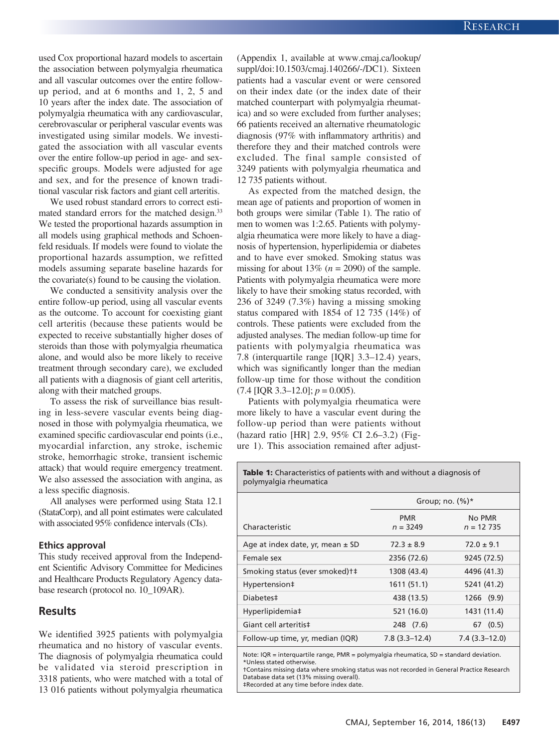used Cox proportional hazard models to ascertain the association between polymyalgia rheumatica and all vascular outcomes over the entire follow-up period, and at 6 months and 1, 2, 5 and 10 years after the index date. The association of polymyalgia rheumatica with any cardiovascular, cerebrovascular or peripheral vascular events was investigated using similar models. We investigated the association with all vascular events over the entire follow-up period in age- and sex-specific groups. Models were adjusted for age and sex, and for the presence of known traditional vascular risk factors and giant cell arteritis.

We used robust standard errors to correct estimated standard errors for the matched design.[33] We tested the proportional hazards assumption in all models using graphical methods and Schoenfeld residuals. If models were found to violate the proportional hazards assumption, we refitted models assuming separate baseline hazards for the covariate(s) found to be causing the violation.

We conducted a sensitivity analysis over the entire follow-up period, using all vascular events as the outcome. To account for coexisting giant cell arteritis (because these patients would be expected to receive substantially higher doses of steroids than those with polymyalgia rheumatica alone, and would also be more likely to receive treatment through secondary care), we excluded all patients with a diagnosis of giant cell arteritis, along with their matched groups.

To assess the risk of surveillance bias resulting in less-severe vascular events being diagnosed in those with polymyalgia rheumatica, we examined specific cardiovascular end points (i.e., myocardial infarction, any stroke, ischemic stroke, hemorrhagic stroke, transient ischemic attack) that would require emergency treatment. We also assessed the association with angina, as a less specific diagnosis.

All analyses were performed using Stata 12.1 (StataCorp), and all point estimates were calculated with associated 95% confidence intervals (CIs).

### Ethics approval

This study received approval from the Independent Scientific Advisory Committee for Medicines and Healthcare Products Regulatory Agency database research (protocol no. 10_109AR).

## Results

We identified 3925 patients with polymyalgia rheumatica and no history of vascular events. The diagnosis of polymyalgia rheumatica could be validated via steroid prescription in 3318 patients, who were matched with a total of 13 016 patients without polymyalgia rheumatica (Appendix 1, available at www.cmaj.ca/lookup/suppl/doi:10.1503/cmaj.140266/-/DC1). Sixteen patients had a vascular event or were censored on their index date (or the index date of their matched counterpart with polymyalgia rheumatica) and so were excluded from further analyses; 66 patients received an alternative rheumatologic diagnosis (97% with inflammatory arthritis) and therefore they and their matched controls were excluded. The final sample consisted of 3249 patients with polymyalgia rheumatica and 12 735 patients without.

As expected from the matched design, the mean age of patients and proportion of women in both groups were similar (Table 1). The ratio of men to women was 1:2.65. Patients with polymyalgia rheumatica were more likely to have a diagnosis of hypertension, hyperlipidemia or diabetes and to have ever smoked. Smoking status was missing for about 13% ($n$ = 2090) of the sample. Patients with polymyalgia rheumatica were more likely to have their smoking status recorded, with 236 of 3249 (7.3%) having a missing smoking status compared with 1854 of 12 735 (14%) of controls. These patients were excluded from the adjusted analyses. The median follow-up time for patients with polymyalgia rheumatica was 7.8 (interquartile range [IQR] 3.3–12.4) years, which was significantly longer than the median follow-up time for those without the condition (7.4 [IQR 3.3–12.0]; $p$ = 0.005).

Patients with polymyalgia rheumatica were more likely to have a vascular event during the follow-up period than were patients without (hazard ratio [HR] 2.9, 95% CI 2.6–3.2) (Figure 1). This association remained after adjust-

**Table 1:** Characteristics of patients with and without a diagnosis of polymyalgia rheumatica

| Characteristic | Group; no. (%)* | |
|---|---|---|
| | PMR $n$ = 3249 | No PMR $n$ = 12 735 |
| Age at index date, yr, mean ± SD | 72.3 ± 8.9 | 72.0 ± 9.1 |
| Female sex | 2356 (72.6) | 9245 (72.5) |
| Smoking status (ever smoked)†‡ | 1308 (43.4) | 4496 (41.3) |
| Hypertension‡ | 1611 (51.1) | 5241 (41.2) |
| Diabetes‡ | 438 (13.5) | 1266 (9.9) |
| Hyperlipidemia‡ | 521 (16.0) | 1431 (11.4) |
| Giant cell arteritis‡ | 248 (7.6) | 67 (0.5) |
| Follow-up time, yr, median (IQR) | 7.8 (3.3–12.4) | 7.4 (3.3–12.0) |

Note: IQR = interquartile range, PMR = polymyalgia rheumatica, SD = standard deviation.
*Unless stated otherwise.
†Contains missing data where smoking status was not recorded in General Practice Research Database data set (13% missing overall).
‡Recorded at any time before index date.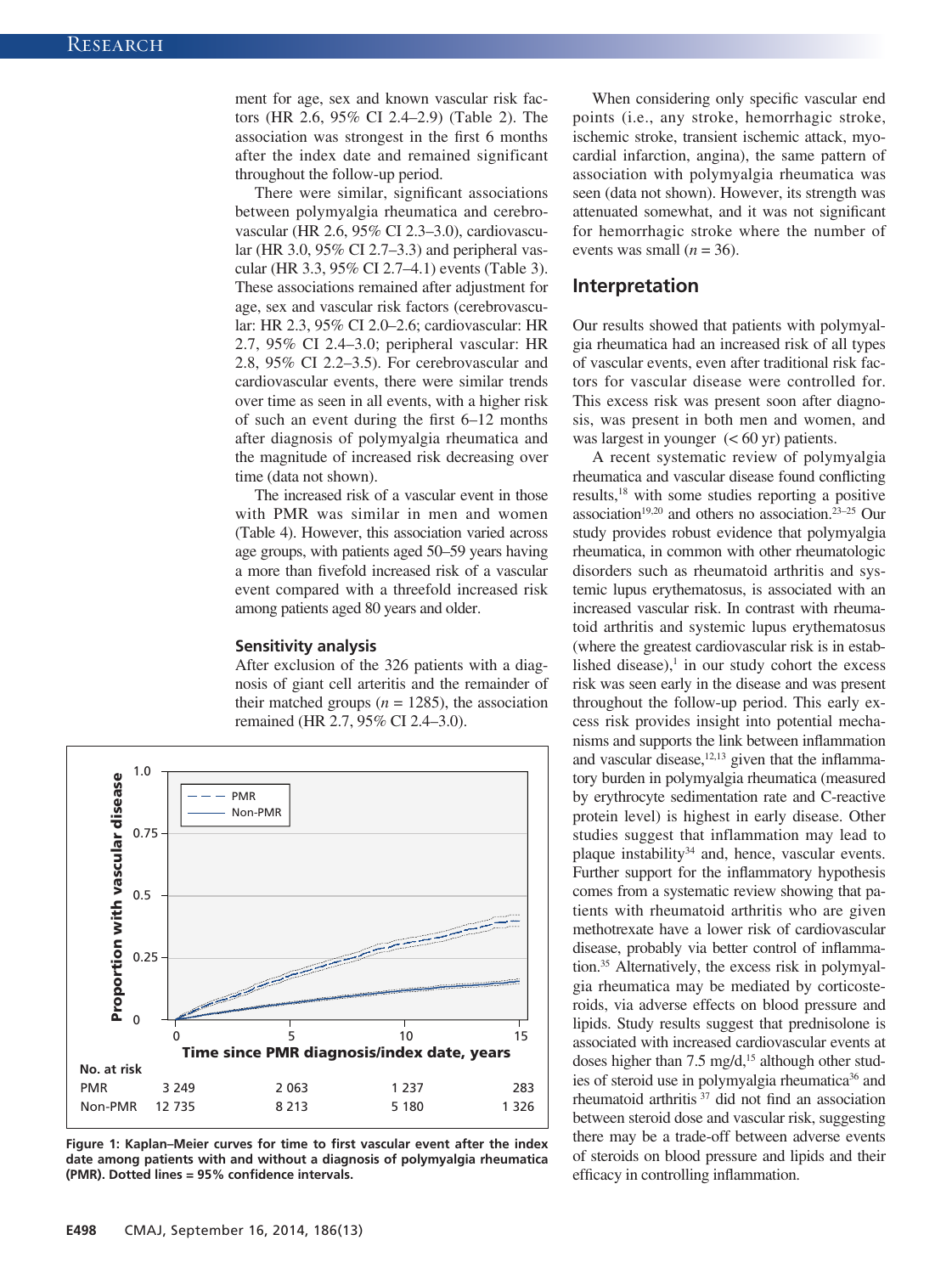ment for age, sex and known vascular risk factors (HR 2.6, 95% CI 2.4–2.9) (Table 2). The association was strongest in the first 6 months after the index date and remained significant throughout the follow-up period.

There were similar, significant associations between polymyalgia rheumatica and cerebrovascular (HR 2.6, 95% CI 2.3–3.0), cardiovascular (HR 3.0, 95% CI 2.7–3.3) and peripheral vascular (HR 3.3, 95% CI 2.7–4.1) events (Table 3). These associations remained after adjustment for age, sex and vascular risk factors (cerebrovascular: HR 2.3, 95% CI 2.0–2.6; cardiovascular: HR 2.7, 95% CI 2.4–3.0; peripheral vascular: HR 2.8, 95% CI 2.2–3.5). For cerebrovascular and cardiovascular events, there were similar trends over time as seen in all events, with a higher risk of such an event during the first 6–12 months after diagnosis of polymyalgia rheumatica and the magnitude of increased risk decreasing over time (data not shown).

The increased risk of a vascular event in those with PMR was similar in men and women (Table 4). However, this association varied across age groups, with patients aged 50–59 years having a more than fivefold increased risk of a vascular event compared with a threefold increased risk among patients aged 80 years and older.

### Sensitivity analysis

After exclusion of the 326 patients with a diagnosis of giant cell arteritis and the remainder of their matched groups ($n$ = 1285), the association remained (HR 2.7, 95% CI 2.4–3.0).

| No. at risk | 0 | 5 | 10 | 15 |
|---|---|---|---|---|
| PMR | 3 249 | 2 063 | 1 237 | 283 |
| Non-PMR | 12 735 | 8 213 | 5 180 | 1 326 |

**Figure 1: Kaplan–Meier curves for time to first vascular event after the index date among patients with and without a diagnosis of polymyalgia rheumatica (PMR). Dotted lines = 95% confidence intervals.**

When considering only specific vascular end points (i.e., any stroke, hemorrhagic stroke, ischemic stroke, transient ischemic attack, myocardial infarction, angina), the same pattern of association with polymyalgia rheumatica was seen (data not shown). However, its strength was attenuated somewhat, and it was not significant for hemorrhagic stroke where the number of events was small ($n$ = 36).

## Interpretation

Our results showed that patients with polymyalgia rheumatica had an increased risk of all types of vascular events, even after traditional risk factors for vascular disease were controlled for. This excess risk was present soon after diagnosis, was present in both men and women, and was largest in younger (< 60 yr) patients.

A recent systematic review of polymyalgia rheumatica and vascular disease found conflicting results,[18] with some studies reporting a positive association[19,20] and others no association.[23–25] Our study provides robust evidence that polymyalgia rheumatica, in common with other rheumatologic disorders such as rheumatoid arthritis and systemic lupus erythematosus, is associated with an increased vascular risk. In contrast with rheumatoid arthritis and systemic lupus erythematosus (where the greatest cardiovascular risk is in established disease),[1] in our study cohort the excess risk was seen early in the disease and was present throughout the follow-up period. This early excess risk provides insight into potential mechanisms and supports the link between inflammation and vascular disease,[12,13] given that the inflammatory burden in polymyalgia rheumatica (measured by erythrocyte sedimentation rate and C-reactive protein level) is highest in early disease. Other studies suggest that inflammation may lead to plaque instability[34] and, hence, vascular events. Further support for the inflammatory hypothesis comes from a systematic review showing that patients with rheumatoid arthritis who are given methotrexate have a lower risk of cardiovascular disease, probably via better control of inflammation.[35] Alternatively, the excess risk in polymyalgia rheumatica may be mediated by corticosteroids, via adverse effects on blood pressure and lipids. Study results suggest that prednisolone is associated with increased cardiovascular events at doses higher than 7.5 mg/d,[15] although other studies of steroid use in polymyalgia rheumatica[36] and rheumatoid arthritis [37] did not find an association between steroid dose and vascular risk, suggesting there may be a trade-off between adverse events of steroids on blood pressure and lipids and their efficacy in controlling inflammation.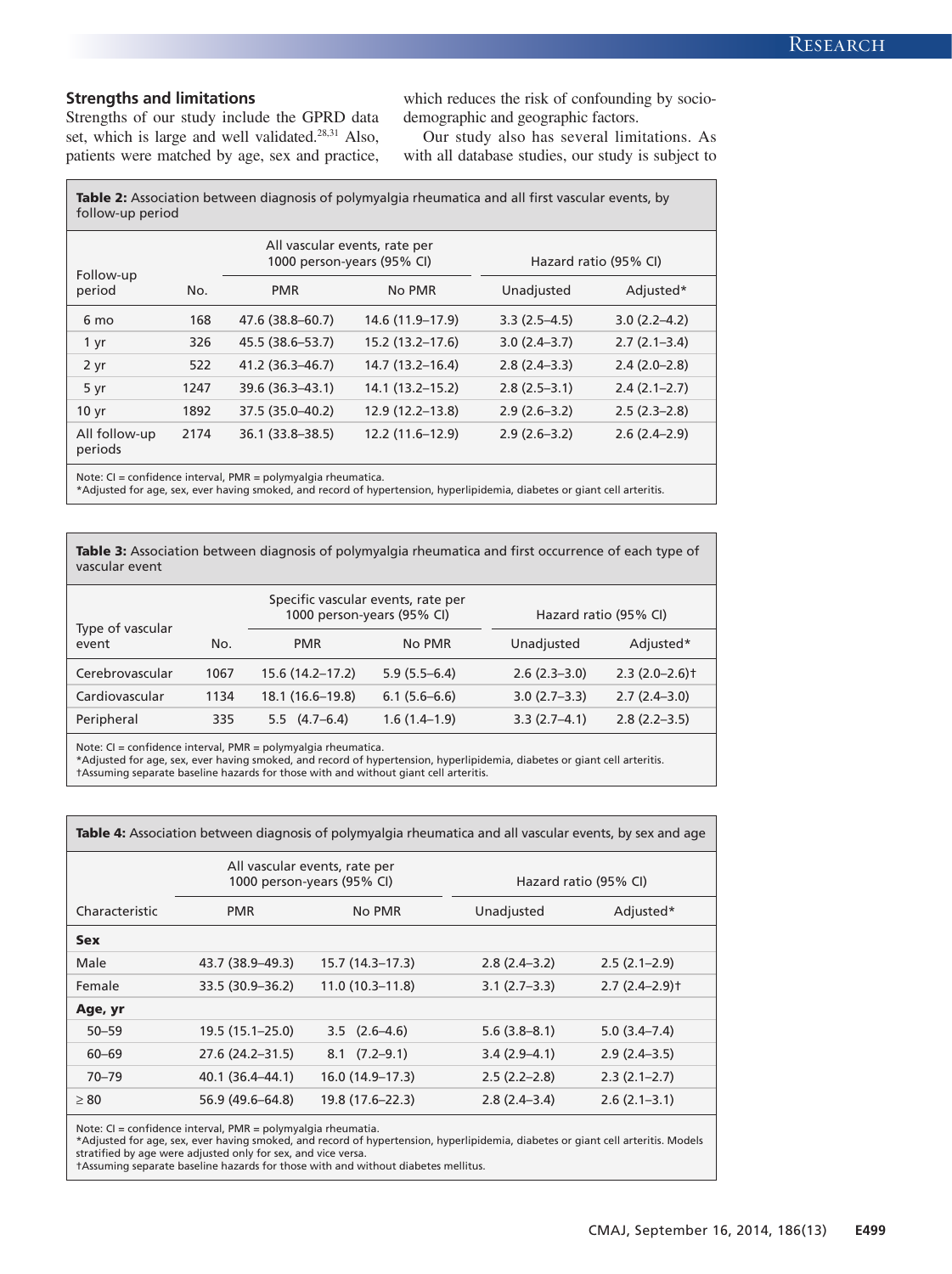### Strengths and limitations

Strengths of our study include the GPRD data set, which is large and well validated.[28,31] Also, patients were matched by age, sex and practice, which reduces the risk of confounding by sociodemographic and geographic factors.

Our study also has several limitations. As with all database studies, our study is subject to

**Table 2:** Association between diagnosis of polymyalgia rheumatica and all first vascular events, by follow-up period

| Follow-up period | No. | All vascular events, rate per 1000 person-years (95% CI) | | Hazard ratio (95% CI) | |
|---|---|---|---|---|---|
| | | PMR | No PMR | Unadjusted | Adjusted* |
| 6 mo | 168 | 47.6 (38.8–60.7) | 14.6 (11.9–17.9) | 3.3 (2.5–4.5) | 3.0 (2.2–4.2) |
| 1 yr | 326 | 45.5 (38.6–53.7) | 15.2 (13.2–17.6) | 3.0 (2.4–3.7) | 2.7 (2.1–3.4) |
| 2 yr | 522 | 41.2 (36.3–46.7) | 14.7 (13.2–16.4) | 2.8 (2.4–3.3) | 2.4 (2.0–2.8) |
| 5 yr | 1247 | 39.6 (36.3–43.1) | 14.1 (13.2–15.2) | 2.8 (2.5–3.1) | 2.4 (2.1–2.7) |
| 10 yr | 1892 | 37.5 (35.0–40.2) | 12.9 (12.2–13.8) | 2.9 (2.6–3.2) | 2.5 (2.3–2.8) |
| All follow-up periods | 2174 | 36.1 (33.8–38.5) | 12.2 (11.6–12.9) | 2.9 (2.6–3.2) | 2.6 (2.4–2.9) |

Note: CI = confidence interval, PMR = polymyalgia rheumatica.
*Adjusted for age, sex, ever having smoked, and record of hypertension, hyperlipidemia, diabetes or giant cell arteritis.

**Table 3:** Association between diagnosis of polymyalgia rheumatica and first occurrence of each type of vascular event

| Type of vascular event | No. | Specific vascular events, rate per 1000 person-years (95% CI) | | Hazard ratio (95% CI) | |
|---|---|---|---|---|---|
| | | PMR | No PMR | Unadjusted | Adjusted* |
| Cerebrovascular | 1067 | 15.6 (14.2–17.2) | 5.9 (5.5–6.4) | 2.6 (2.3–3.0) | 2.3 (2.0–2.6)† |
| Cardiovascular | 1134 | 18.1 (16.6–19.8) | 6.1 (5.6–6.6) | 3.0 (2.7–3.3) | 2.7 (2.4–3.0) |
| Peripheral | 335 | 5.5 (4.7–6.4) | 1.6 (1.4–1.9) | 3.3 (2.7–4.1) | 2.8 (2.2–3.5) |

Note: CI = confidence interval, PMR = polymyalgia rheumatica.
*Adjusted for age, sex, ever having smoked, and record of hypertension, hyperlipidemia, diabetes or giant cell arteritis.
†Assuming separate baseline hazards for those with and without giant cell arteritis.

**Table 4:** Association between diagnosis of polymyalgia rheumatica and all vascular events, by sex and age

| Characteristic | All vascular events, rate per 1000 person-years (95% CI) | | Hazard ratio (95% CI) | |
|---|---|---|---|---|
| | PMR | No PMR | Unadjusted | Adjusted* |
| **Sex** | | | | |
| Male | 43.7 (38.9–49.3) | 15.7 (14.3–17.3) | 2.8 (2.4–3.2) | 2.5 (2.1–2.9) |
| Female | 33.5 (30.9–36.2) | 11.0 (10.3–11.8) | 3.1 (2.7–3.3) | 2.7 (2.4–2.9)† |
| **Age, yr** | | | | |
| 50–59 | 19.5 (15.1–25.0) | 3.5 (2.6–4.6) | 5.6 (3.8–8.1) | 5.0 (3.4–7.4) |
| 60–69 | 27.6 (24.2–31.5) | 8.1 (7.2–9.1) | 3.4 (2.9–4.1) | 2.9 (2.4–3.5) |
| 70–79 | 40.1 (36.4–44.1) | 16.0 (14.9–17.3) | 2.5 (2.2–2.8) | 2.3 (2.1–2.7) |
| ≥ 80 | 56.9 (49.6–64.8) | 19.8 (17.6–22.3) | 2.8 (2.4–3.4) | 2.6 (2.1–3.1) |

Note: CI = confidence interval, PMR = polymyalgia rheumatica.
*Adjusted for age, sex, ever having smoked, and record of hypertension, hyperlipidemia, diabetes or giant cell arteritis. Models stratified by age were adjusted only for sex, and vice versa.
†Assuming separate baseline hazards for those with and without diabetes mellitus.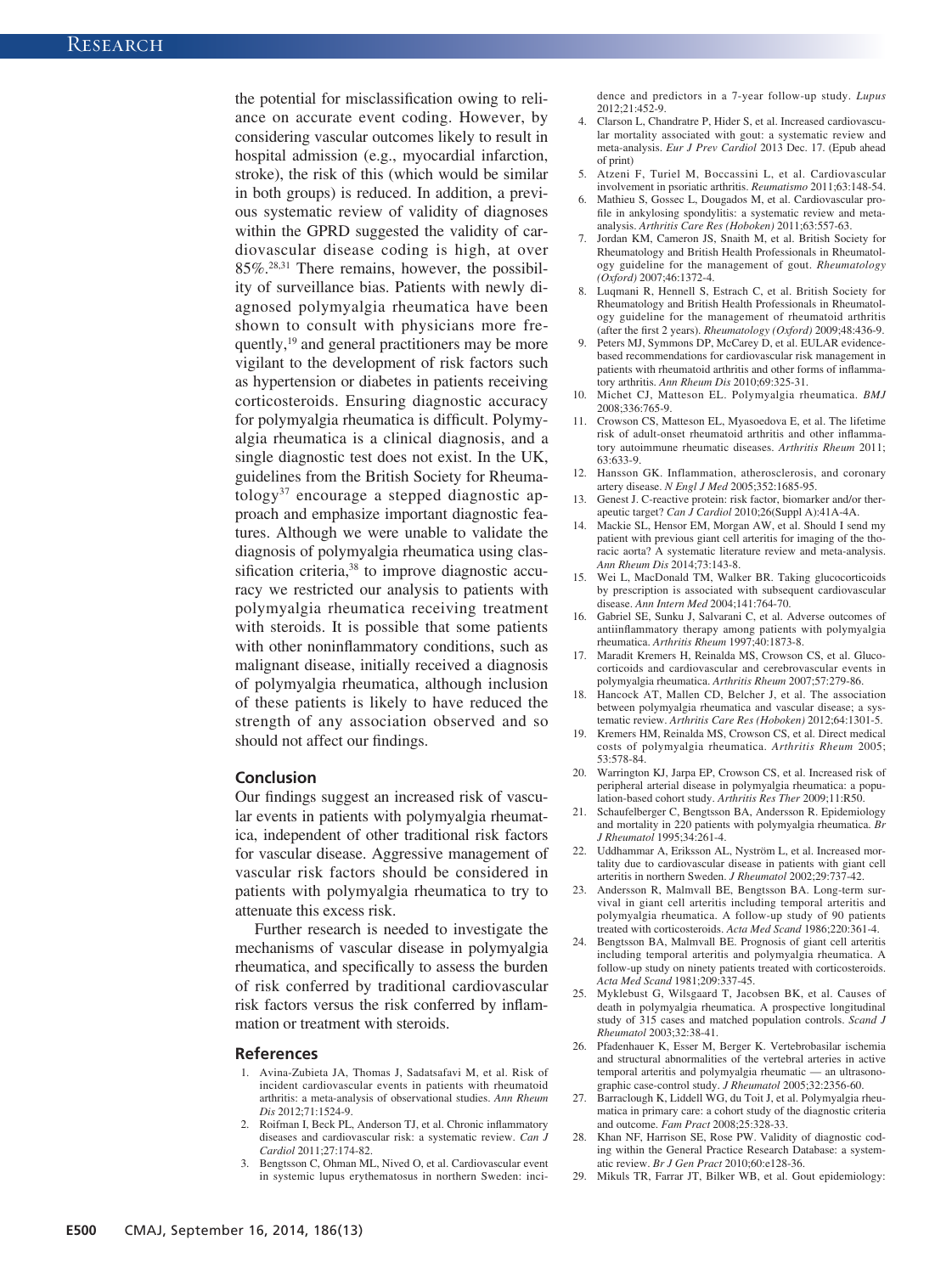the potential for misclassification owing to reliance on accurate event coding. However, by considering vascular outcomes likely to result in hospital admission (e.g., myocardial infarction, stroke), the risk of this (which would be similar in both groups) is reduced. In addition, a previous systematic review of validity of diagnoses within the GPRD suggested the validity of cardiovascular disease coding is high, at over 85%.[28,31] There remains, however, the possibility of surveillance bias. Patients with newly diagnosed polymyalgia rheumatica have been shown to consult with physicians more frequently,[19] and general practitioners may be more vigilant to the development of risk factors such as hypertension or diabetes in patients receiving corticosteroids. Ensuring diagnostic accuracy for polymyalgia rheumatica is difficult. Polymyalgia rheumatica is a clinical diagnosis, and a single diagnostic test does not exist. In the UK, guidelines from the British Society for Rheumatology[37] encourage a stepped diagnostic approach and emphasize important diagnostic features. Although we were unable to validate the diagnosis of polymyalgia rheumatica using classification criteria,[38] to improve diagnostic accuracy we restricted our analysis to patients with polymyalgia rheumatica receiving treatment with steroids. It is possible that some patients with other noninflammatory conditions, such as malignant disease, initially received a diagnosis of polymyalgia rheumatica, although inclusion of these patients is likely to have reduced the strength of any association observed and so should not affect our findings.

## Conclusion

Our findings suggest an increased risk of vascular events in patients with polymyalgia rheumatica, independent of other traditional risk factors for vascular disease. Aggressive management of vascular risk factors should be considered in patients with polymyalgia rheumatica to try to attenuate this excess risk.

Further research is needed to investigate the mechanisms of vascular disease in polymyalgia rheumatica, and specifically to assess the burden of risk conferred by traditional cardiovascular risk factors versus the risk conferred by inflammation or treatment with steroids.

## References

1. Avina-Zubieta JA, Thomas J, Sadatsafavi M, et al. Risk of incident cardiovascular events in patients with rheumatoid arthritis: a meta-analysis of observational studies. *Ann Rheum Dis* 2012;71:1524-9.
2. Roifman I, Beck PL, Anderson TJ, et al. Chronic inflammatory diseases and cardiovascular risk: a systematic review. *Can J Cardiol* 2011;27:174-82.
3. Bengtsson C, Ohman ML, Nived O, et al. Cardiovascular event in systemic lupus erythematosus in northern Sweden: incidence and predictors in a 7-year follow-up study. *Lupus* 2012;21:452-9.
4. Clarson L, Chandratre P, Hider S, et al. Increased cardiovascular mortality associated with gout: a systematic review and meta-analysis. *Eur J Prev Cardiol* 2013 Dec. 17. (Epub ahead of print)
5. Atzeni F, Turiel M, Boccassini L, et al. Cardiovascular involvement in psoriatic arthritis. *Reumatismo* 2011;63:148-54.
6. Mathieu S, Gossec L, Dougados M, et al. Cardiovascular profile in ankylosing spondylitis: a systematic review and meta-analysis. *Arthritis Care Res (Hoboken)* 2011;63:557-63.
7. Jordan KM, Cameron JS, Snaith M, et al. British Society for Rheumatology and British Health Professionals in Rheumatology guideline for the management of gout. *Rheumatology (Oxford)* 2007;46:1372-4.
8. Luqmani R, Hennell S, Estrach C, et al. British Society for Rheumatology and British Health Professionals in Rheumatology guideline for the management of rheumatoid arthritis (after the first 2 years). *Rheumatology (Oxford)* 2009;48:436-9.
9. Peters MJ, Symmons DP, McCarey D, et al. EULAR evidence-based recommendations for cardiovascular risk management in patients with rheumatoid arthritis and other forms of inflammatory arthritis. *Ann Rheum Dis* 2010;69:325-31.
10. Michet CJ, Matteson EL. Polymyalgia rheumatica. *BMJ* 2008;336:765-9.
11. Crowson CS, Matteson EL, Myasoedova E, et al. The lifetime risk of adult-onset rheumatoid arthritis and other inflammatory autoimmune rheumatic diseases. *Arthritis Rheum* 2011; 63:633-9.
12. Hansson GK. Inflammation, atherosclerosis, and coronary artery disease. *N Engl J Med* 2005;352:1685-95.
13. Genest J. C-reactive protein: risk factor, biomarker and/or therapeutic target? *Can J Cardiol* 2010;26(Suppl A):41A-4A.
14. Mackie SL, Hensor EM, Morgan AW, et al. Should I send my patient with previous giant cell arteritis for imaging of the thoracic aorta? A systematic literature review and meta-analysis. *Ann Rheum Dis* 2014;73:143-8.
15. Wei L, MacDonald TM, Walker BR. Taking glucocorticoids by prescription is associated with subsequent cardiovascular disease. *Ann Intern Med* 2004;141:764-70.
16. Gabriel SE, Sunku J, Salvarani C, et al. Adverse outcomes of antiinflammatory therapy among patients with polymyalgia rheumatica. *Arthritis Rheum* 1997;40:1873-8.
17. Maradit Kremers H, Reinalda MS, Crowson CS, et al. Glucocorticoids and cardiovascular and cerebrovascular events in polymyalgia rheumatica. *Arthritis Rheum* 2007;57:279-86.
18. Hancock AT, Mallen CD, Belcher J, et al. The association between polymyalgia rheumatica and vascular disease; a systematic review. *Arthritis Care Res (Hoboken)* 2012;64:1301-5.
19. Kremers HM, Reinalda MS, Crowson CS, et al. Direct medical costs of polymyalgia rheumatica. *Arthritis Rheum* 2005; 53:578-84.
20. Warrington KJ, Jarpa EP, Crowson CS, et al. Increased risk of peripheral arterial disease in polymyalgia rheumatica: a population-based cohort study. *Arthritis Res Ther* 2009;11:R50.
21. Schaufelberger C, Bengtsson BA, Andersson R. Epidemiology and mortality in 220 patients with polymyalgia rheumatica. *Br J Rheumatol* 1995;34:261-4.
22. Uddhammar A, Eriksson AL, Nyström L, et al. Increased mortality due to cardiovascular disease in patients with giant cell arteritis in northern Sweden. *J Rheumatol* 2002;29:737-42.
23. Andersson R, Malmvall BE, Bengtsson BA. Long-term survival in giant cell arteritis including temporal arteritis and polymyalgia rheumatica. A follow-up study of 90 patients treated with corticosteroids. *Acta Med Scand* 1986;220:361-4.
24. Bengtsson BA, Malmvall BE. Prognosis of giant cell arteritis including temporal arteritis and polymyalgia rheumatica. A follow-up study on ninety patients treated with corticosteroids. *Acta Med Scand* 1981;209:337-45.
25. Myklebust G, Wilsgaard T, Jacobsen BK, et al. Causes of death in polymyalgia rheumatica. A prospective longitudinal study of 315 cases and matched population controls. *Scand J Rheumatol* 2003;32:38-41.
26. Pfadenhauer K, Esser M, Berger K. Vertebrobasilar ischemia and structural abnormalities of the vertebral arteries in active temporal arteritis and polymyalgia rheumatic — an ultrasonographic case-control study. *J Rheumatol* 2005;32:2356-60.
27. Barraclough K, Liddell WG, du Toit J, et al. Polymyalgia rheumatica in primary care: a cohort study of the diagnostic criteria and outcome. *Fam Pract* 2008;25:328-33.
28. Khan NF, Harrison SE, Rose PW. Validity of diagnostic coding within the General Practice Research Database: a systematic review. *Br J Gen Pract* 2010;60:e128-36.
29. Mikuls TR, Farrar JT, Bilker WB, et al. Gout epidemiology: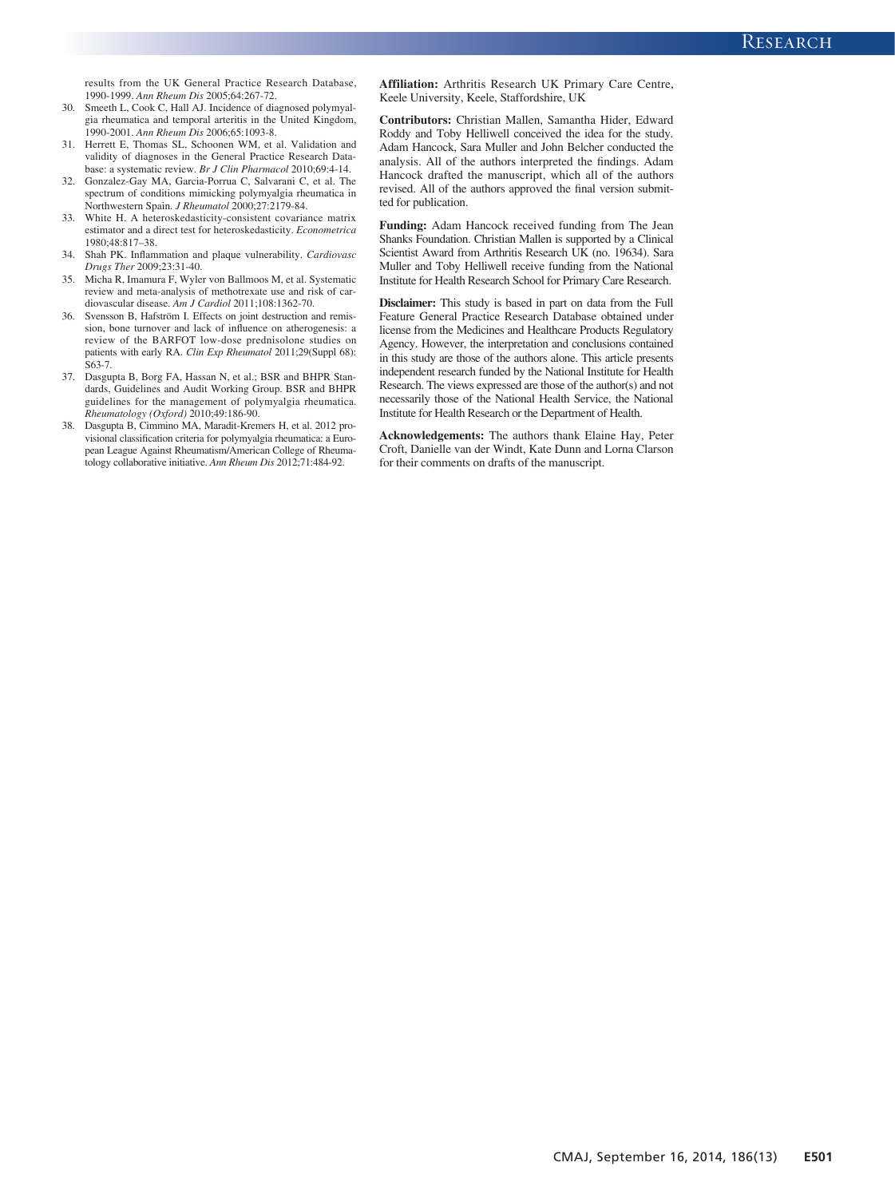results from the UK General Practice Research Database, 1990-1999. *Ann Rheum Dis* 2005;64:267-72.

30. Smeeth L, Cook C, Hall AJ. Incidence of diagnosed polymyalgia rheumatica and temporal arteritis in the United Kingdom, 1990-2001. *Ann Rheum Dis* 2006;65:1093-8.
31. Herrett E, Thomas SL, Schoonen WM, et al. Validation and validity of diagnoses in the General Practice Research Database: a systematic review. *Br J Clin Pharmacol* 2010;69:4-14.
32. Gonzalez-Gay MA, Garcia-Porrua C, Salvarani C, et al. The spectrum of conditions mimicking polymyalgia rheumatica in Northwestern Spain. *J Rheumatol* 2000;27:2179-84.
33. White H. A heteroskedasticity-consistent covariance matrix estimator and a direct test for heteroskedasticity. *Econometrica* 1980;48:817–38.
34. Shah PK. Inflammation and plaque vulnerability. *Cardiovasc Drugs Ther* 2009;23:31-40.
35. Micha R, Imamura F, Wyler von Ballmoos M, et al. Systematic review and meta-analysis of methotrexate use and risk of cardiovascular disease. *Am J Cardiol* 2011;108:1362-70.
36. Svensson B, Hafström I. Effects on joint destruction and remission, bone turnover and lack of influence on atherogenesis: a review of the BARFOT low-dose prednisolone studies on patients with early RA. *Clin Exp Rheumatol* 2011;29(Suppl 68): S63-7.
37. Dasgupta B, Borg FA, Hassan N, et al.; BSR and BHPR Standards, Guidelines and Audit Working Group. BSR and BHPR guidelines for the management of polymyalgia rheumatica. *Rheumatology (Oxford)* 2010;49:186-90.
38. Dasgupta B, Cimmino MA, Maradit-Kremers H, et al. 2012 provisional classification criteria for polymyalgia rheumatica: a European League Against Rheumatism/American College of Rheumatology collaborative initiative. *Ann Rheum Dis* 2012;71:484-92.

**Affiliation:** Arthritis Research UK Primary Care Centre, Keele University, Keele, Staffordshire, UK

**Contributors:** Christian Mallen, Samantha Hider, Edward Roddy and Toby Helliwell conceived the idea for the study. Adam Hancock, Sara Muller and John Belcher conducted the analysis. All of the authors interpreted the findings. Adam Hancock drafted the manuscript, which all of the authors revised. All of the authors approved the final version submitted for publication.

**Funding:** Adam Hancock received funding from The Jean Shanks Foundation. Christian Mallen is supported by a Clinical Scientist Award from Arthritis Research UK (no. 19634). Sara Muller and Toby Helliwell receive funding from the National Institute for Health Research School for Primary Care Research.

**Disclaimer:** This study is based in part on data from the Full Feature General Practice Research Database obtained under license from the Medicines and Healthcare Products Regulatory Agency. However, the interpretation and conclusions contained in this study are those of the authors alone. This article presents independent research funded by the National Institute for Health Research. The views expressed are those of the author(s) and not necessarily those of the National Health Service, the National Institute for Health Research or the Department of Health.

**Acknowledgements:** The authors thank Elaine Hay, Peter Croft, Danielle van der Windt, Kate Dunn and Lorna Clarson for their comments on drafts of the manuscript.